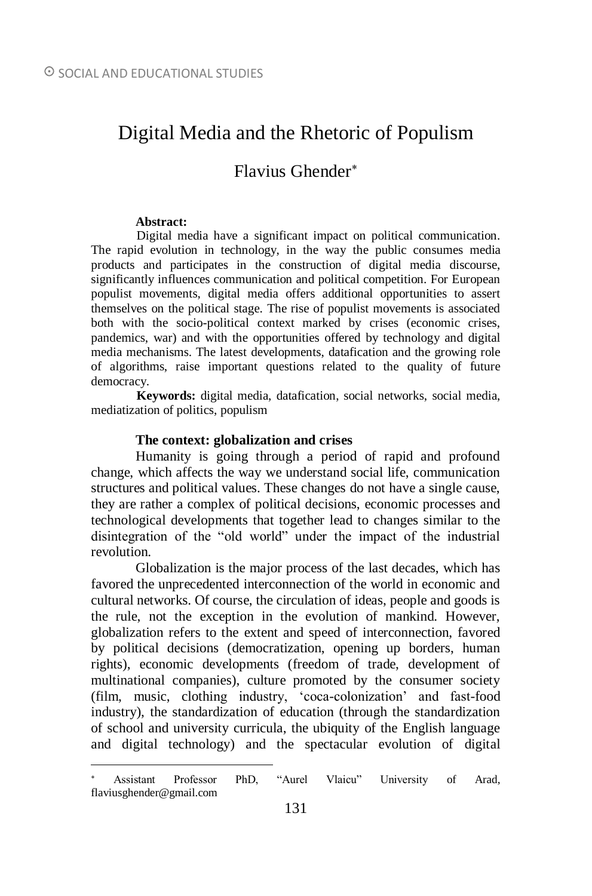# Digital Media and the Rhetoric of Populism

## Flavius Ghender*

**Abstract:**

Digital media have a significant impact on political communication. The rapid evolution in technology, in the way the public consumes media products and participates in the construction of digital media discourse, significantly influences communication and political competition. For European populist movements, digital media offers additional opportunities to assert themselves on the political stage. The rise of populist movements is associated both with the socio-political context marked by crises (economic crises, pandemics, war) and with the opportunities offered by technology and digital media mechanisms. The latest developments, datafication and the growing role of algorithms, raise important questions related to the quality of future democracy.

**Keywords:** digital media, datafication, social networks, social media, mediatization of politics, populism

### The context: globalization and crises

Humanity is going through a period of rapid and profound change, which affects the way we understand social life, communication structures and political values. These changes do not have a single cause, they are rather a complex of political decisions, economic processes and technological developments that together lead to changes similar to the disintegration of the "old world" under the impact of the industrial revolution.

Globalization is the major process of the last decades, which has favored the unprecedented interconnection of the world in economic and cultural networks. Of course, the circulation of ideas, people and goods is the rule, not the exception in the evolution of mankind. However, globalization refers to the extent and speed of interconnection, favored by political decisions (democratization, opening up borders, human rights), economic developments (freedom of trade, development of multinational companies), culture promoted by the consumer society (film, music, clothing industry, 'coca-colonization' and fast-food industry), the standardization of education (through the standardization of school and university curricula, the ubiquity of the English language and digital technology) and the spectacular evolution of digital

---

* Assistant Professor PhD, "Aurel Vlaicu" University of Arad, flaviusghender@gmail.com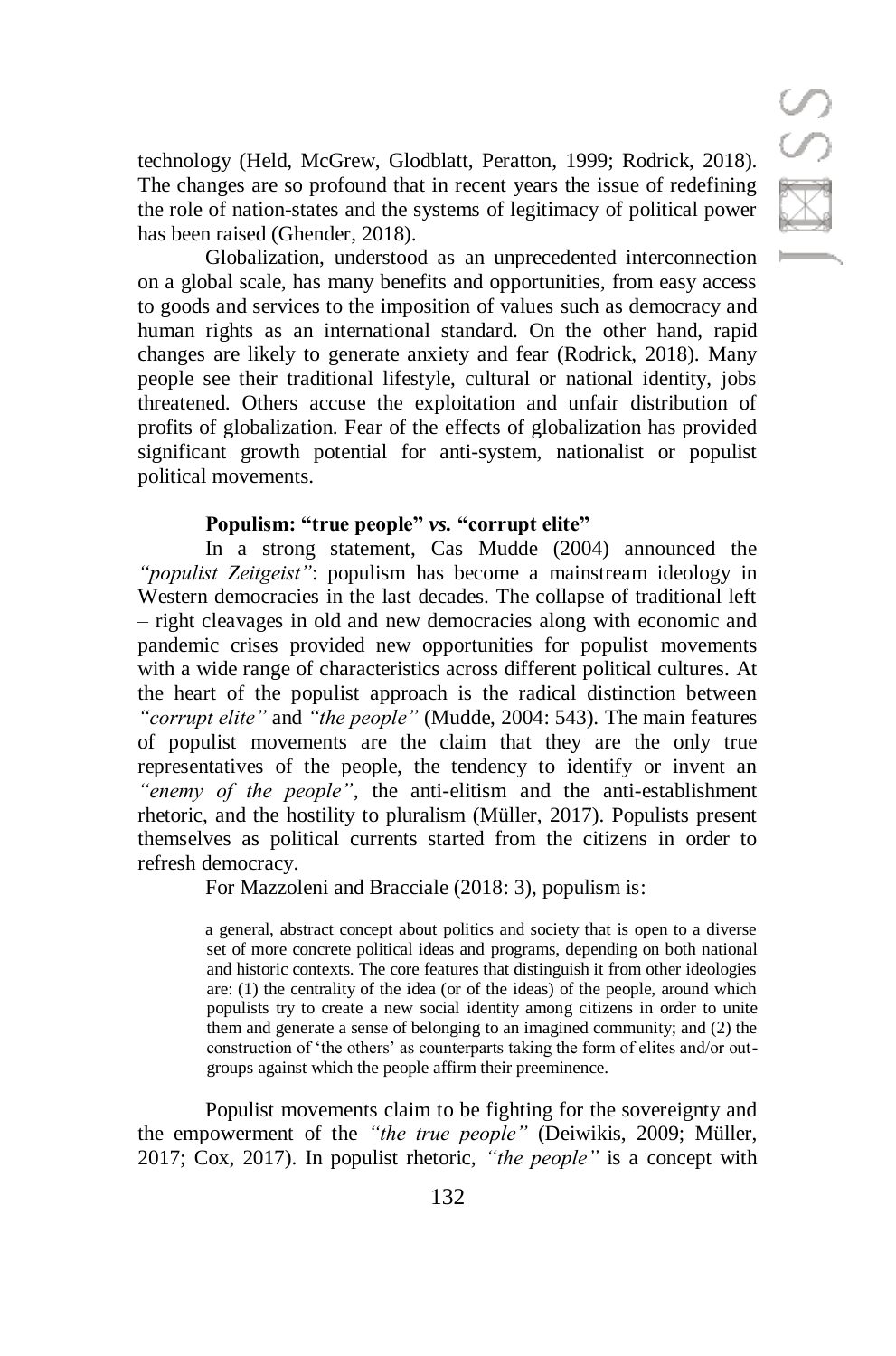technology (Held, McGrew, Glodblatt, Peratton, 1999; Rodrick, 2018). The changes are so profound that in recent years the issue of redefining the role of nation-states and the systems of legitimacy of political power has been raised (Ghender, 2018).

Globalization, understood as an unprecedented interconnection on a global scale, has many benefits and opportunities, from easy access to goods and services to the imposition of values such as democracy and human rights as an international standard. On the other hand, rapid changes are likely to generate anxiety and fear (Rodrick, 2018). Many people see their traditional lifestyle, cultural or national identity, jobs threatened. Others accuse the exploitation and unfair distribution of profits of globalization. Fear of the effects of globalization has provided significant growth potential for anti-system, nationalist or populist political movements.

### Populism: "true people" *vs.* "corrupt elite"

In a strong statement, Cas Mudde (2004) announced the *"populist Zeitgeist"*: populism has become a mainstream ideology in Western democracies in the last decades. The collapse of traditional left – right cleavages in old and new democracies along with economic and pandemic crises provided new opportunities for populist movements with a wide range of characteristics across different political cultures. At the heart of the populist approach is the radical distinction between *"corrupt elite"* and *"the people"* (Mudde, 2004: 543). The main features of populist movements are the claim that they are the only true representatives of the people, the tendency to identify or invent an *"enemy of the people"*, the anti-elitism and the anti-establishment rhetoric, and the hostility to pluralism (Müller, 2017). Populists present themselves as political currents started from the citizens in order to refresh democracy.

For Mazzoleni and Bracciale (2018: 3), populism is:

> a general, abstract concept about politics and society that is open to a diverse set of more concrete political ideas and programs, depending on both national and historic contexts. The core features that distinguish it from other ideologies are: (1) the centrality of the idea (or of the ideas) of the people, around which populists try to create a new social identity among citizens in order to unite them and generate a sense of belonging to an imagined community; and (2) the construction of 'the others' as counterparts taking the form of elites and/or out-groups against which the people affirm their preeminence.

Populist movements claim to be fighting for the sovereignty and the empowerment of the *"the true people"* (Deiwikis, 2009; Müller, 2017; Cox, 2017). In populist rhetoric, *"the people"* is a concept with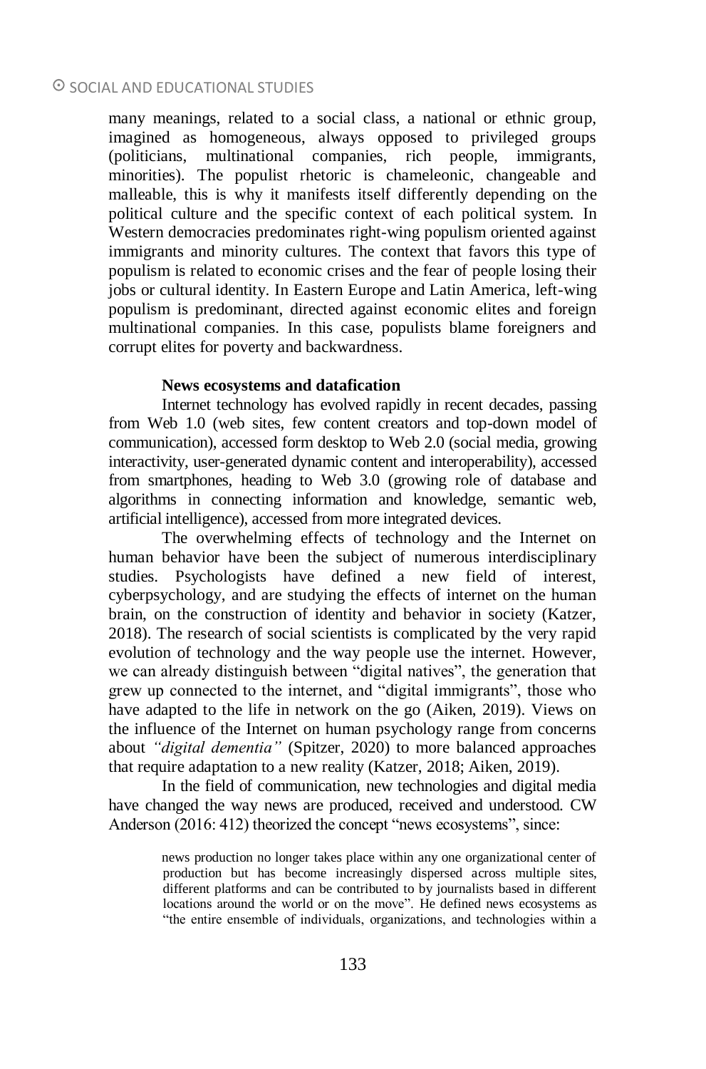many meanings, related to a social class, a national or ethnic group, imagined as homogeneous, always opposed to privileged groups (politicians, multinational companies, rich people, immigrants, minorities). The populist rhetoric is chameleonic, changeable and malleable, this is why it manifests itself differently depending on the political culture and the specific context of each political system. In Western democracies predominates right-wing populism oriented against immigrants and minority cultures. The context that favors this type of populism is related to economic crises and the fear of people losing their jobs or cultural identity. In Eastern Europe and Latin America, left-wing populism is predominant, directed against economic elites and foreign multinational companies. In this case, populists blame foreigners and corrupt elites for poverty and backwardness.

**News ecosystems and datafication**

Internet technology has evolved rapidly in recent decades, passing from Web 1.0 (web sites, few content creators and top-down model of communication), accessed form desktop to Web 2.0 (social media, growing interactivity, user-generated dynamic content and interoperability), accessed from smartphones, heading to Web 3.0 (growing role of database and algorithms in connecting information and knowledge, semantic web, artificial intelligence), accessed from more integrated devices.

The overwhelming effects of technology and the Internet on human behavior have been the subject of numerous interdisciplinary studies. Psychologists have defined a new field of interest, cyberpsychology, and are studying the effects of internet on the human brain, on the construction of identity and behavior in society (Katzer, 2018). The research of social scientists is complicated by the very rapid evolution of technology and the way people use the internet. However, we can already distinguish between "digital natives", the generation that grew up connected to the internet, and "digital immigrants", those who have adapted to the life in network on the go (Aiken, 2019). Views on the influence of the Internet on human psychology range from concerns about *"digital dementia"* (Spitzer, 2020) to more balanced approaches that require adaptation to a new reality (Katzer, 2018; Aiken, 2019).

In the field of communication, new technologies and digital media have changed the way news are produced, received and understood. CW Anderson (2016: 412) theorized the concept "news ecosystems", since:

> news production no longer takes place within any one organizational center of production but has become increasingly dispersed across multiple sites, different platforms and can be contributed to by journalists based in different locations around the world or on the move". He defined news ecosystems as "the entire ensemble of individuals, organizations, and technologies within a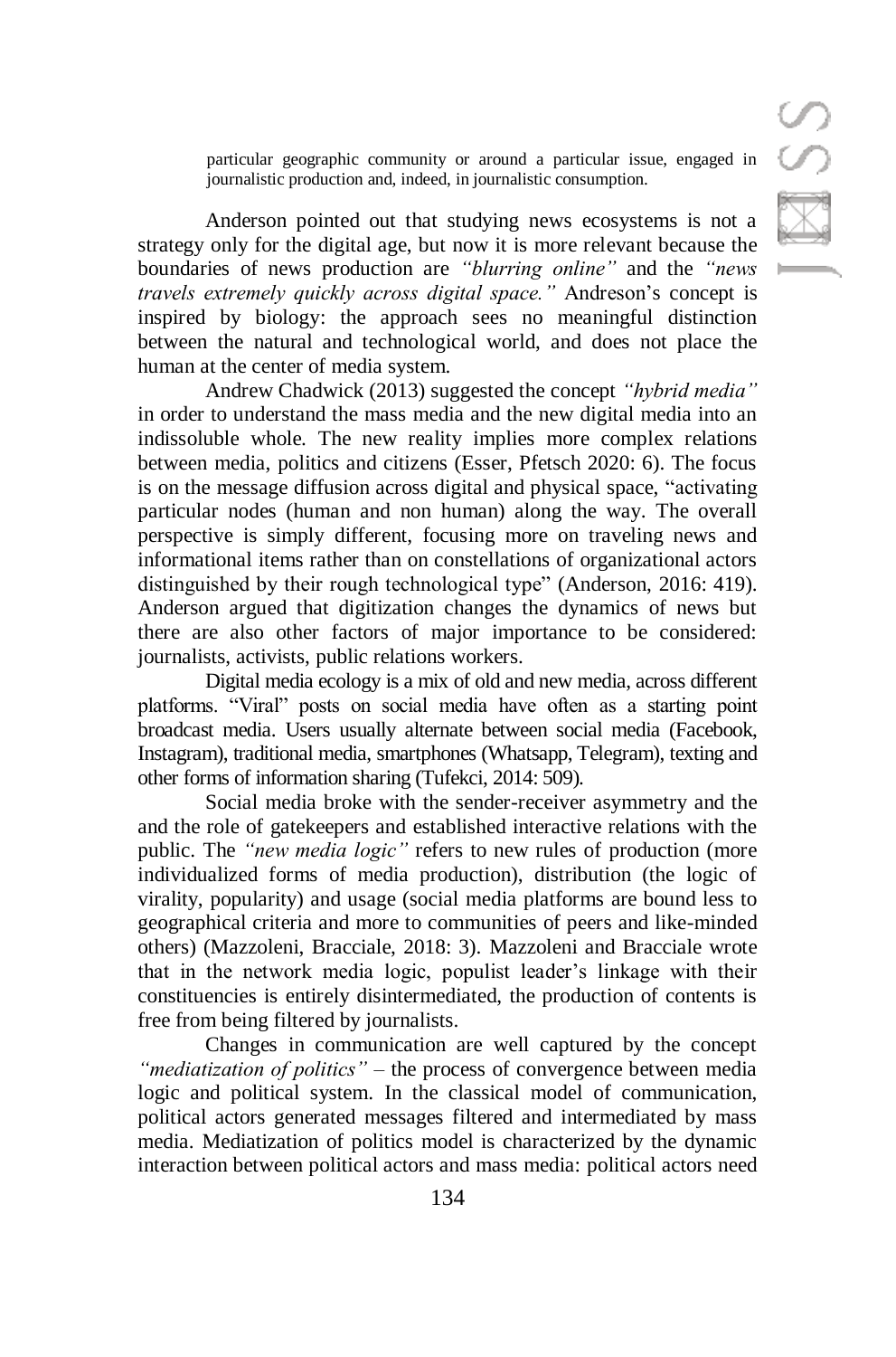particular geographic community or around a particular issue, engaged in journalistic production and, indeed, in journalistic consumption.

Anderson pointed out that studying news ecosystems is not a strategy only for the digital age, but now it is more relevant because the boundaries of news production are *"blurring online"* and the *"news travels extremely quickly across digital space."* Andreson's concept is inspired by biology: the approach sees no meaningful distinction between the natural and technological world, and does not place the human at the center of media system.

Andrew Chadwick (2013) suggested the concept *"hybrid media"* in order to understand the mass media and the new digital media into an indissoluble whole. The new reality implies more complex relations between media, politics and citizens (Esser, Pfetsch 2020: 6). The focus is on the message diffusion across digital and physical space, "activating particular nodes (human and non human) along the way. The overall perspective is simply different, focusing more on traveling news and informational items rather than on constellations of organizational actors distinguished by their rough technological type" (Anderson, 2016: 419). Anderson argued that digitization changes the dynamics of news but there are also other factors of major importance to be considered: journalists, activists, public relations workers.

Digital media ecology is a mix of old and new media, across different platforms. "Viral" posts on social media have often as a starting point broadcast media. Users usually alternate between social media (Facebook, Instagram), traditional media, smartphones (Whatsapp, Telegram), texting and other forms of information sharing (Tufekci, 2014: 509).

Social media broke with the sender-receiver asymmetry and the and the role of gatekeepers and established interactive relations with the public. The *"new media logic"* refers to new rules of production (more individualized forms of media production), distribution (the logic of virality, popularity) and usage (social media platforms are bound less to geographical criteria and more to communities of peers and like-minded others) (Mazzoleni, Bracciale, 2018: 3). Mazzoleni and Bracciale wrote that in the network media logic, populist leader's linkage with their constituencies is entirely disintermediated, the production of contents is free from being filtered by journalists.

Changes in communication are well captured by the concept *"mediatization of politics"* – the process of convergence between media logic and political system. In the classical model of communication, political actors generated messages filtered and intermediated by mass media. Mediatization of politics model is characterized by the dynamic interaction between political actors and mass media: political actors need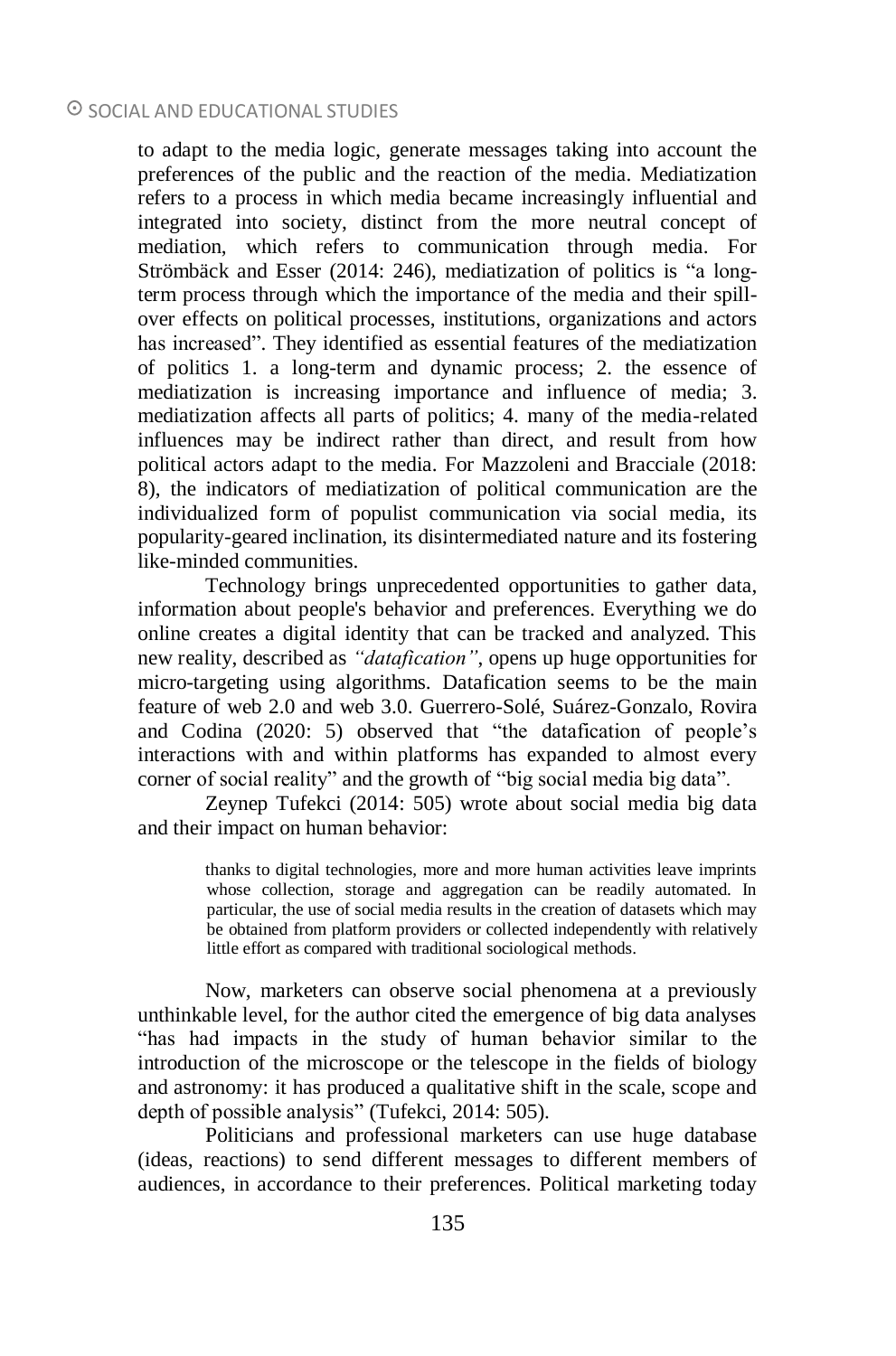to adapt to the media logic, generate messages taking into account the preferences of the public and the reaction of the media. Mediatization refers to a process in which media became increasingly influential and integrated into society, distinct from the more neutral concept of mediation, which refers to communication through media. For Strömbäck and Esser (2014: 246), mediatization of politics is "a long-term process through which the importance of the media and their spill-over effects on political processes, institutions, organizations and actors has increased". They identified as essential features of the mediatization of politics 1. a long-term and dynamic process; 2. the essence of mediatization is increasing importance and influence of media; 3. mediatization affects all parts of politics; 4. many of the media-related influences may be indirect rather than direct, and result from how political actors adapt to the media. For Mazzoleni and Bracciale (2018: 8), the indicators of mediatization of political communication are the individualized form of populist communication via social media, its popularity-geared inclination, its disintermediated nature and its fostering like-minded communities.

Technology brings unprecedented opportunities to gather data, information about people's behavior and preferences. Everything we do online creates a digital identity that can be tracked and analyzed. This new reality, described as *"datafication"*, opens up huge opportunities for micro-targeting using algorithms. Datafication seems to be the main feature of web 2.0 and web 3.0. Guerrero-Solé, Suárez-Gonzalo, Rovira and Codina (2020: 5) observed that "the datafication of people's interactions with and within platforms has expanded to almost every corner of social reality" and the growth of "big social media big data".

Zeynep Tufekci (2014: 505) wrote about social media big data and their impact on human behavior:

> thanks to digital technologies, more and more human activities leave imprints whose collection, storage and aggregation can be readily automated. In particular, the use of social media results in the creation of datasets which may be obtained from platform providers or collected independently with relatively little effort as compared with traditional sociological methods.

Now, marketers can observe social phenomena at a previously unthinkable level, for the author cited the emergence of big data analyses "has had impacts in the study of human behavior similar to the introduction of the microscope or the telescope in the fields of biology and astronomy: it has produced a qualitative shift in the scale, scope and depth of possible analysis" (Tufekci, 2014: 505).

Politicians and professional marketers can use huge database (ideas, reactions) to send different messages to different members of audiences, in accordance to their preferences. Political marketing today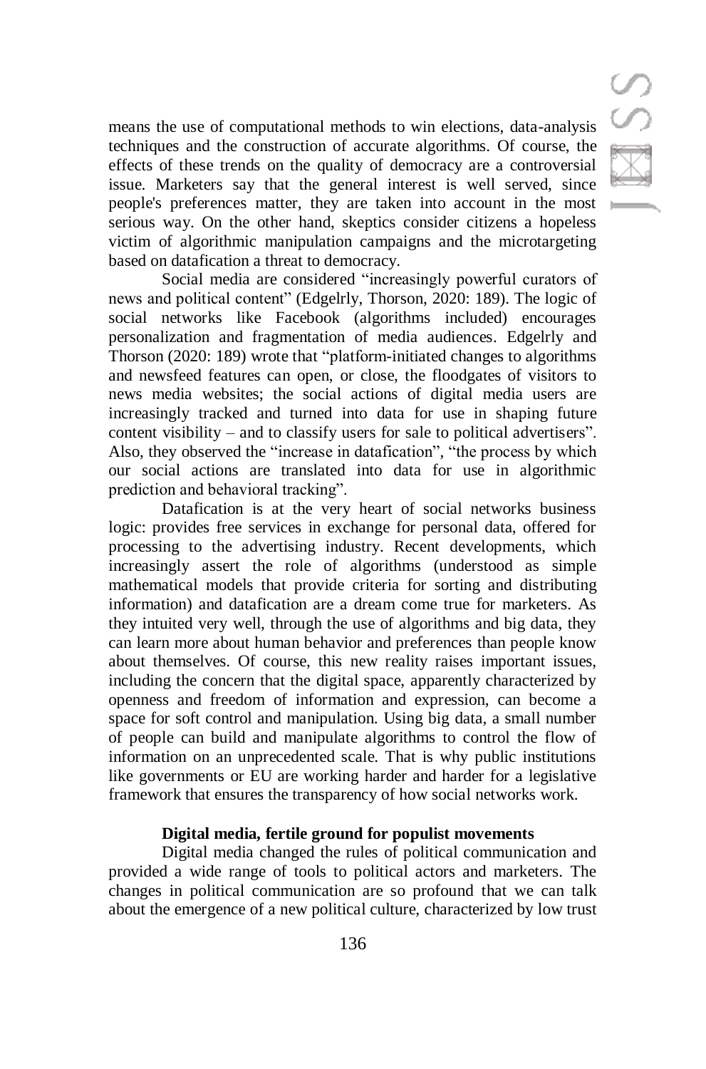means the use of computational methods to win elections, data-analysis techniques and the construction of accurate algorithms. Of course, the effects of these trends on the quality of democracy are a controversial issue. Marketers say that the general interest is well served, since people's preferences matter, they are taken into account in the most serious way. On the other hand, skeptics consider citizens a hopeless victim of algorithmic manipulation campaigns and the microtargeting based on datafication a threat to democracy.

Social media are considered "increasingly powerful curators of news and political content" (Edgelrly, Thorson, 2020: 189). The logic of social networks like Facebook (algorithms included) encourages personalization and fragmentation of media audiences. Edgelrly and Thorson (2020: 189) wrote that "platform-initiated changes to algorithms and newsfeed features can open, or close, the floodgates of visitors to news media websites; the social actions of digital media users are increasingly tracked and turned into data for use in shaping future content visibility – and to classify users for sale to political advertisers". Also, they observed the "increase in datafication", "the process by which our social actions are translated into data for use in algorithmic prediction and behavioral tracking".

Datafication is at the very heart of social networks business logic: provides free services in exchange for personal data, offered for processing to the advertising industry. Recent developments, which increasingly assert the role of algorithms (understood as simple mathematical models that provide criteria for sorting and distributing information) and datafication are a dream come true for marketers. As they intuited very well, through the use of algorithms and big data, they can learn more about human behavior and preferences than people know about themselves. Of course, this new reality raises important issues, including the concern that the digital space, apparently characterized by openness and freedom of information and expression, can become a space for soft control and manipulation. Using big data, a small number of people can build and manipulate algorithms to control the flow of information on an unprecedented scale. That is why public institutions like governments or EU are working harder and harder for a legislative framework that ensures the transparency of how social networks work.

**Digital media, fertile ground for populist movements**

Digital media changed the rules of political communication and provided a wide range of tools to political actors and marketers. The changes in political communication are so profound that we can talk about the emergence of a new political culture, characterized by low trust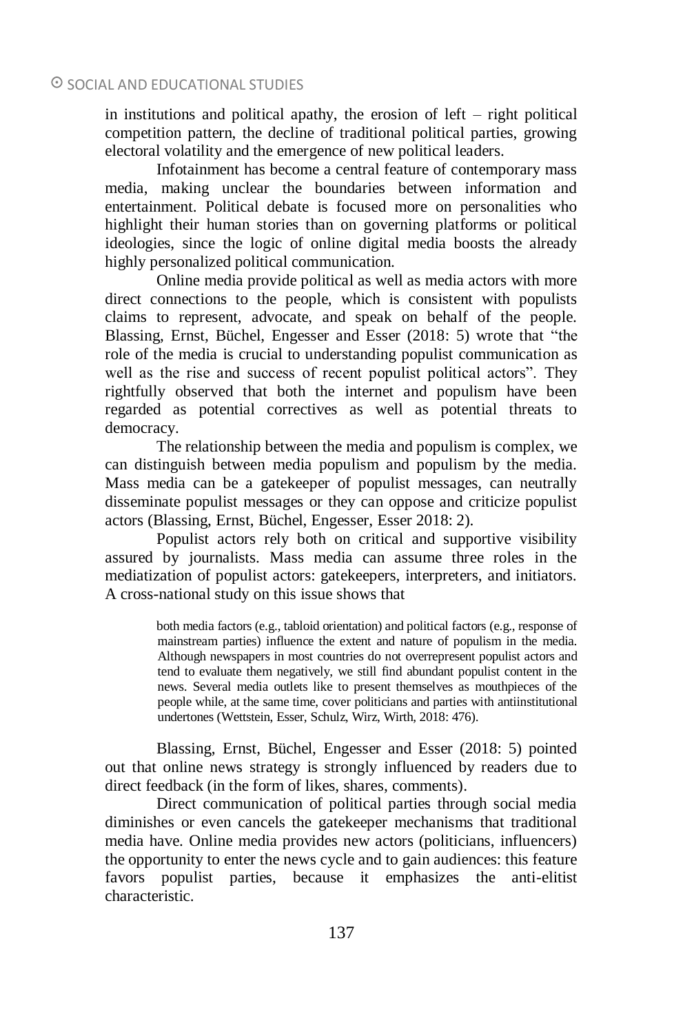in institutions and political apathy, the erosion of left – right political competition pattern, the decline of traditional political parties, growing electoral volatility and the emergence of new political leaders.

Infotainment has become a central feature of contemporary mass media, making unclear the boundaries between information and entertainment. Political debate is focused more on personalities who highlight their human stories than on governing platforms or political ideologies, since the logic of online digital media boosts the already highly personalized political communication.

Online media provide political as well as media actors with more direct connections to the people, which is consistent with populists claims to represent, advocate, and speak on behalf of the people. Blassing, Ernst, Büchel, Engesser and Esser (2018: 5) wrote that "the role of the media is crucial to understanding populist communication as well as the rise and success of recent populist political actors". They rightfully observed that both the internet and populism have been regarded as potential correctives as well as potential threats to democracy.

The relationship between the media and populism is complex, we can distinguish between media populism and populism by the media. Mass media can be a gatekeeper of populist messages, can neutrally disseminate populist messages or they can oppose and criticize populist actors (Blassing, Ernst, Büchel, Engesser, Esser 2018: 2).

Populist actors rely both on critical and supportive visibility assured by journalists. Mass media can assume three roles in the mediatization of populist actors: gatekeepers, interpreters, and initiators. A cross-national study on this issue shows that

> both media factors (e.g., tabloid orientation) and political factors (e.g., response of mainstream parties) influence the extent and nature of populism in the media. Although newspapers in most countries do not overrepresent populist actors and tend to evaluate them negatively, we still find abundant populist content in the news. Several media outlets like to present themselves as mouthpieces of the people while, at the same time, cover politicians and parties with antiinstitutional undertones (Wettstein, Esser, Schulz, Wirz, Wirth, 2018: 476).

Blassing, Ernst, Büchel, Engesser and Esser (2018: 5) pointed out that online news strategy is strongly influenced by readers due to direct feedback (in the form of likes, shares, comments).

Direct communication of political parties through social media diminishes or even cancels the gatekeeper mechanisms that traditional media have. Online media provides new actors (politicians, influencers) the opportunity to enter the news cycle and to gain audiences: this feature favors populist parties, because it emphasizes the anti-elitist characteristic.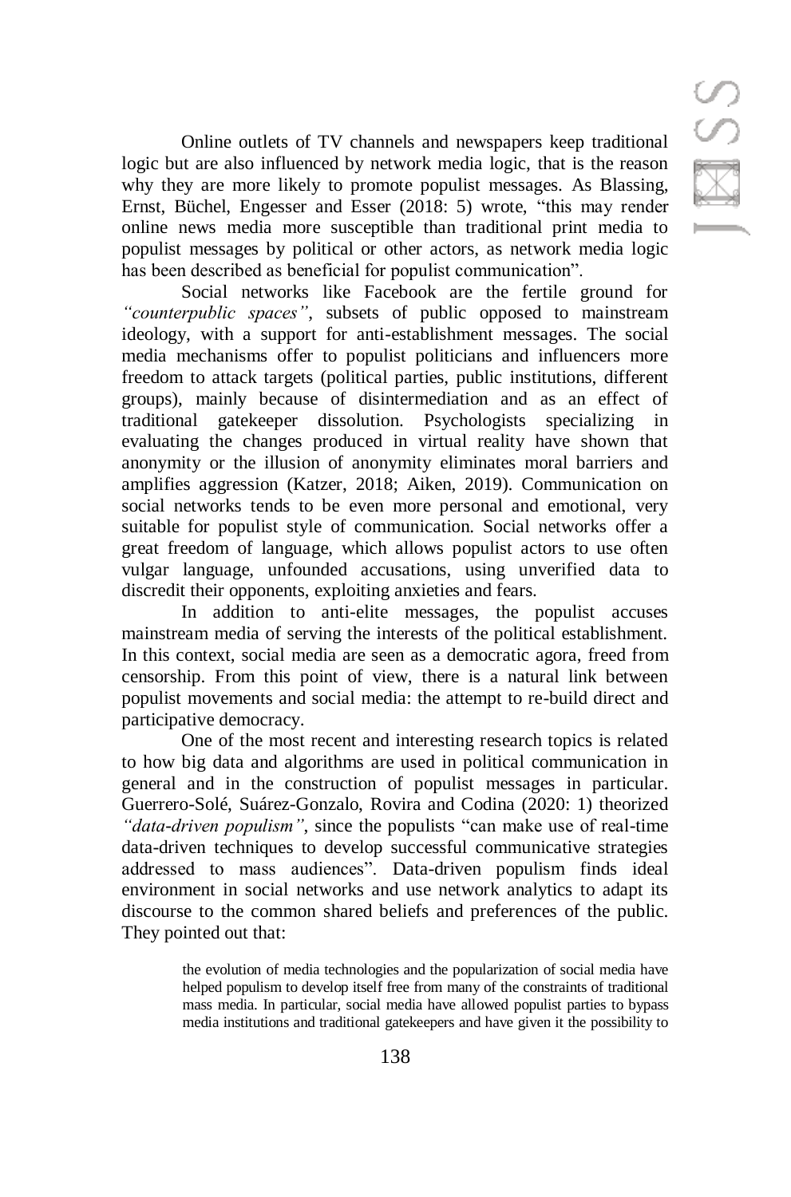Online outlets of TV channels and newspapers keep traditional logic but are also influenced by network media logic, that is the reason why they are more likely to promote populist messages. As Blassing, Ernst, Büchel, Engesser and Esser (2018: 5) wrote, "this may render online news media more susceptible than traditional print media to populist messages by political or other actors, as network media logic has been described as beneficial for populist communication".

Social networks like Facebook are the fertile ground for *"counterpublic spaces"*, subsets of public opposed to mainstream ideology, with a support for anti-establishment messages. The social media mechanisms offer to populist politicians and influencers more freedom to attack targets (political parties, public institutions, different groups), mainly because of disintermediation and as an effect of traditional gatekeeper dissolution. Psychologists specializing in evaluating the changes produced in virtual reality have shown that anonymity or the illusion of anonymity eliminates moral barriers and amplifies aggression (Katzer, 2018; Aiken, 2019). Communication on social networks tends to be even more personal and emotional, very suitable for populist style of communication. Social networks offer a great freedom of language, which allows populist actors to use often vulgar language, unfounded accusations, using unverified data to discredit their opponents, exploiting anxieties and fears.

In addition to anti-elite messages, the populist accuses mainstream media of serving the interests of the political establishment. In this context, social media are seen as a democratic agora, freed from censorship. From this point of view, there is a natural link between populist movements and social media: the attempt to re-build direct and participative democracy.

One of the most recent and interesting research topics is related to how big data and algorithms are used in political communication in general and in the construction of populist messages in particular. Guerrero-Solé, Suárez-Gonzalo, Rovira and Codina (2020: 1) theorized *"data-driven populism"*, since the populists "can make use of real-time data-driven techniques to develop successful communicative strategies addressed to mass audiences". Data-driven populism finds ideal environment in social networks and use network analytics to adapt its discourse to the common shared beliefs and preferences of the public. They pointed out that:

> the evolution of media technologies and the popularization of social media have helped populism to develop itself free from many of the constraints of traditional mass media. In particular, social media have allowed populist parties to bypass media institutions and traditional gatekeepers and have given it the possibility to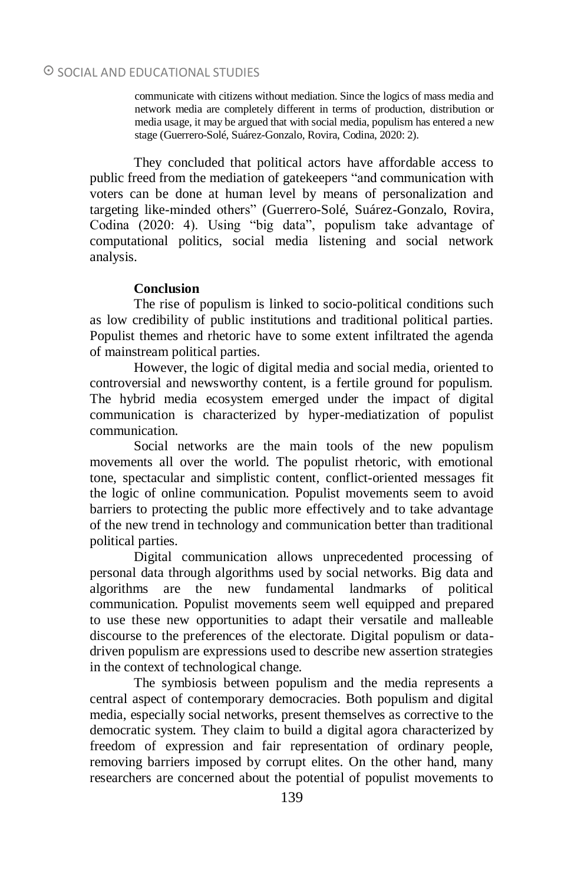> communicate with citizens without mediation. Since the logics of mass media and network media are completely different in terms of production, distribution or media usage, it may be argued that with social media, populism has entered a new stage (Guerrero-Solé, Suárez-Gonzalo, Rovira, Codina, 2020: 2).

They concluded that political actors have affordable access to public freed from the mediation of gatekeepers "and communication with voters can be done at human level by means of personalization and targeting like-minded others" (Guerrero-Solé, Suárez-Gonzalo, Rovira, Codina (2020: 4). Using "big data", populism take advantage of computational politics, social media listening and social network analysis.

**Conclusion**

The rise of populism is linked to socio-political conditions such as low credibility of public institutions and traditional political parties. Populist themes and rhetoric have to some extent infiltrated the agenda of mainstream political parties.

However, the logic of digital media and social media, oriented to controversial and newsworthy content, is a fertile ground for populism. The hybrid media ecosystem emerged under the impact of digital communication is characterized by hyper-mediatization of populist communication.

Social networks are the main tools of the new populism movements all over the world. The populist rhetoric, with emotional tone, spectacular and simplistic content, conflict-oriented messages fit the logic of online communication. Populist movements seem to avoid barriers to protecting the public more effectively and to take advantage of the new trend in technology and communication better than traditional political parties.

Digital communication allows unprecedented processing of personal data through algorithms used by social networks. Big data and algorithms are the new fundamental landmarks of political communication. Populist movements seem well equipped and prepared to use these new opportunities to adapt their versatile and malleable discourse to the preferences of the electorate. Digital populism or data-driven populism are expressions used to describe new assertion strategies in the context of technological change.

The symbiosis between populism and the media represents a central aspect of contemporary democracies. Both populism and digital media, especially social networks, present themselves as corrective to the democratic system. They claim to build a digital agora characterized by freedom of expression and fair representation of ordinary people, removing barriers imposed by corrupt elites. On the other hand, many researchers are concerned about the potential of populist movements to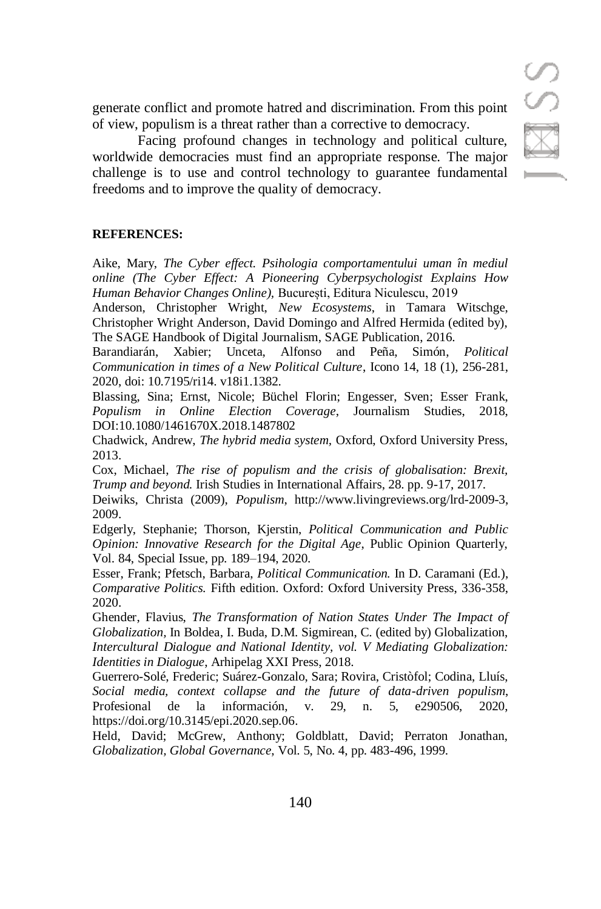generate conflict and promote hatred and discrimination. From this point of view, populism is a threat rather than a corrective to democracy.

Facing profound changes in technology and political culture, worldwide democracies must find an appropriate response. The major challenge is to use and control technology to guarantee fundamental freedoms and to improve the quality of democracy.

**REFERENCES:**

Aike, Mary, *The Cyber effect. Psihologia comportamentului uman în mediul online (The Cyber Effect: A Pioneering Cyberpsychologist Explains How Human Behavior Changes Online)*, București, Editura Niculescu, 2019

Anderson, Christopher Wright, *New Ecosystems*, in Tamara Witschge, Christopher Wright Anderson, David Domingo and Alfred Hermida (edited by), The SAGE Handbook of Digital Journalism, SAGE Publication, 2016.

Barandiarán, Xabier; Unceta, Alfonso and Peña, Simón, *Political Communication in times of a New Political Culture*, Icono 14, 18 (1), 256-281, 2020, doi: 10.7195/ri14. v18i1.1382.

Blassing, Sina; Ernst, Nicole; Büchel Florin; Engesser, Sven; Esser Frank, *Populism in Online Election Coverage*, Journalism Studies, 2018, DOI:10.1080/1461670X.2018.1487802

Chadwick, Andrew, *The hybrid media system*, Oxford, Oxford University Press, 2013.

Cox, Michael, *The rise of populism and the crisis of globalisation: Brexit, Trump and beyond*. Irish Studies in International Affairs, 28. pp. 9-17, 2017.

Deiwiks, Christa (2009), *Populism*, http://www.livingreviews.org/lrd-2009-3, 2009.

Edgerly, Stephanie; Thorson, Kjerstin, *Political Communication and Public Opinion: Innovative Research for the Digital Age*, Public Opinion Quarterly, Vol. 84, Special Issue, pp. 189–194, 2020.

Esser, Frank; Pfetsch, Barbara, *Political Communication.* In D. Caramani (Ed.), *Comparative Politics.* Fifth edition. Oxford: Oxford University Press, 336-358, 2020.

Ghender, Flavius, *The Transformation of Nation States Under The Impact of Globalization*, In Boldea, I. Buda, D.M. Sigmirean, C. (edited by) Globalization, *Intercultural Dialogue and National Identity, vol. V Mediating Globalization: Identities in Dialogue*, Arhipelag XXI Press, 2018.

Guerrero-Solé, Frederic; Suárez-Gonzalo, Sara; Rovira, Cristòfol; Codina, Lluís, *Social media, context collapse and the future of data-driven populism*, Profesional de la información, v. 29, n. 5, e290506, 2020, https://doi.org/10.3145/epi.2020.sep.06.

Held, David; McGrew, Anthony; Goldblatt, David; Perraton Jonathan, *Globalization, Global Governance*, Vol. 5, No. 4, pp. 483-496, 1999.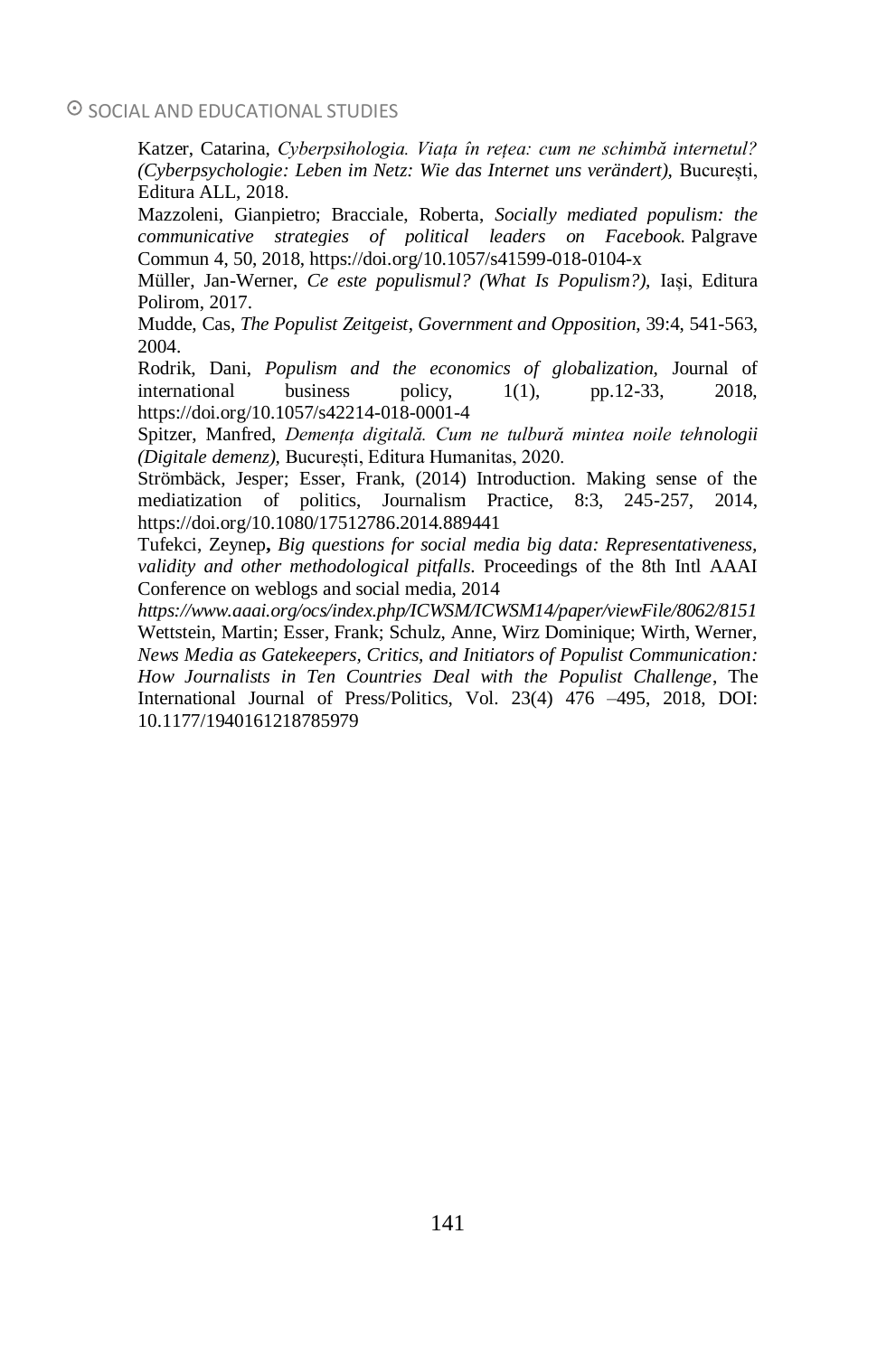Katzer, Catarina, *Cyberpsihologia. Viața în rețea: cum ne schimbă internetul? (Cyberpsychologie: Leben im Netz: Wie das Internet uns verändert)*, București, Editura ALL, 2018.

Mazzoleni, Gianpietro; Bracciale, Roberta, *Socially mediated populism: the communicative strategies of political leaders on Facebook*. Palgrave Commun 4, 50, 2018, https://doi.org/10.1057/s41599-018-0104-x

Müller, Jan-Werner, *Ce este populismul? (What Is Populism?)*, Iași, Editura Polirom, 2017.

Mudde, Cas, *The Populist Zeitgeist*, *Government and Opposition*, 39:4, 541-563, 2004.

Rodrik, Dani, *Populism and the economics of globalization*, Journal of international business policy, 1(1), pp.12-33, 2018, https://doi.org/10.1057/s42214-018-0001-4

Spitzer, Manfred, *Demența digitală. Cum ne tulbură mintea noile tehnologii (Digitale demenz)*, București, Editura Humanitas, 2020.

Strömbäck, Jesper; Esser, Frank, (2014) Introduction. Making sense of the mediatization of politics, Journalism Practice, 8:3, 245-257, 2014, https://doi.org/10.1080/17512786.2014.889441

Tufekci, Zeynep**,** *Big questions for social media big data: Representativeness, validity and other methodological pitfalls*. Proceedings of the 8th Intl AAAI Conference on weblogs and social media, 2014 *https://www.aaai.org/ocs/index.php/ICWSM/ICWSM14/paper/viewFile/8062/8151*

Wettstein, Martin; Esser, Frank; Schulz, Anne, Wirz Dominique; Wirth, Werner, *News Media as Gatekeepers, Critics, and Initiators of Populist Communication: How Journalists in Ten Countries Deal with the Populist Challenge*, The International Journal of Press/Politics, Vol. 23(4) 476 –495, 2018, DOI: 10.1177/1940161218785979